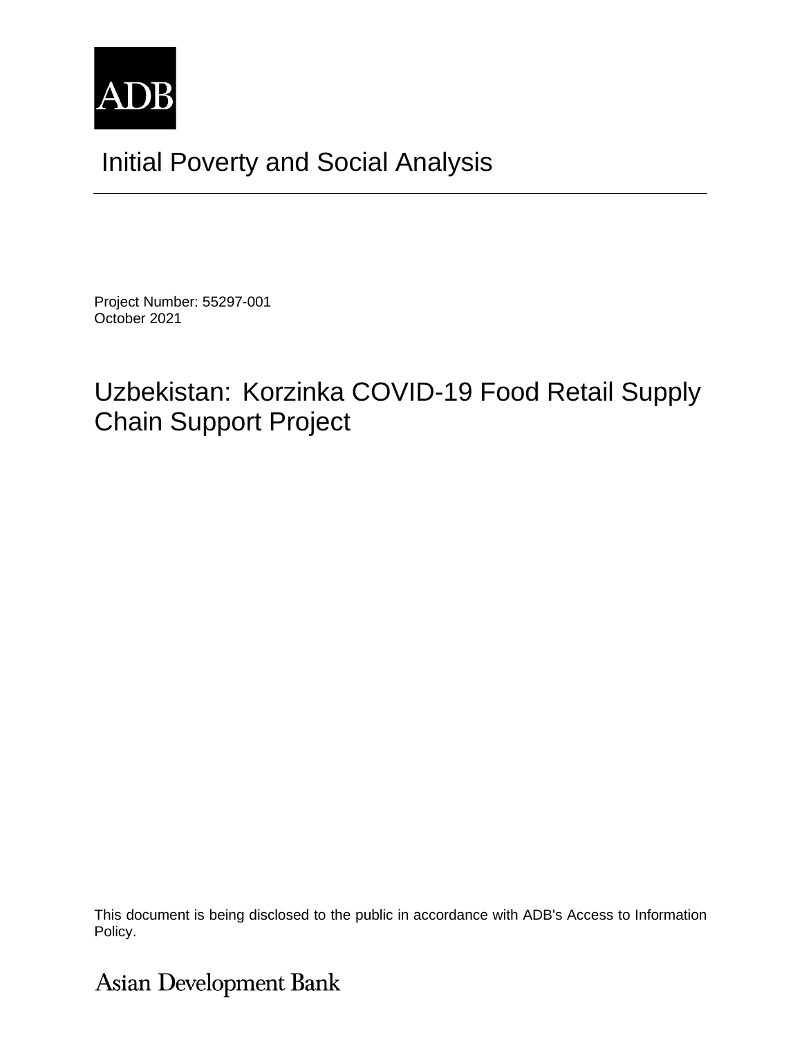ADB

# Initial Poverty and Social Analysis

Project Number: 55297-001
October 2021

## Uzbekistan: Korzinka COVID-19 Food Retail Supply Chain Support Project

This document is being disclosed to the public in accordance with ADB's Access to Information Policy.

Asian Development Bank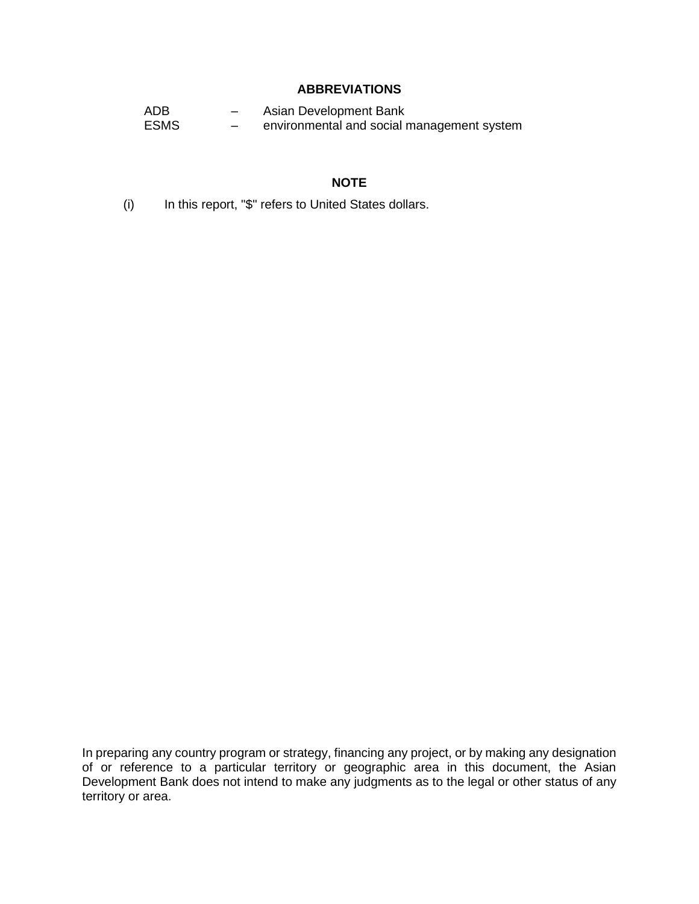## ABBREVIATIONS

| | | |
|---|---|---|
| ADB | – | Asian Development Bank |
| ESMS | – | environmental and social management system |

## NOTE

(i) In this report, "$" refers to United States dollars.

In preparing any country program or strategy, financing any project, or by making any designation of or reference to a particular territory or geographic area in this document, the Asian Development Bank does not intend to make any judgments as to the legal or other status of any territory or area.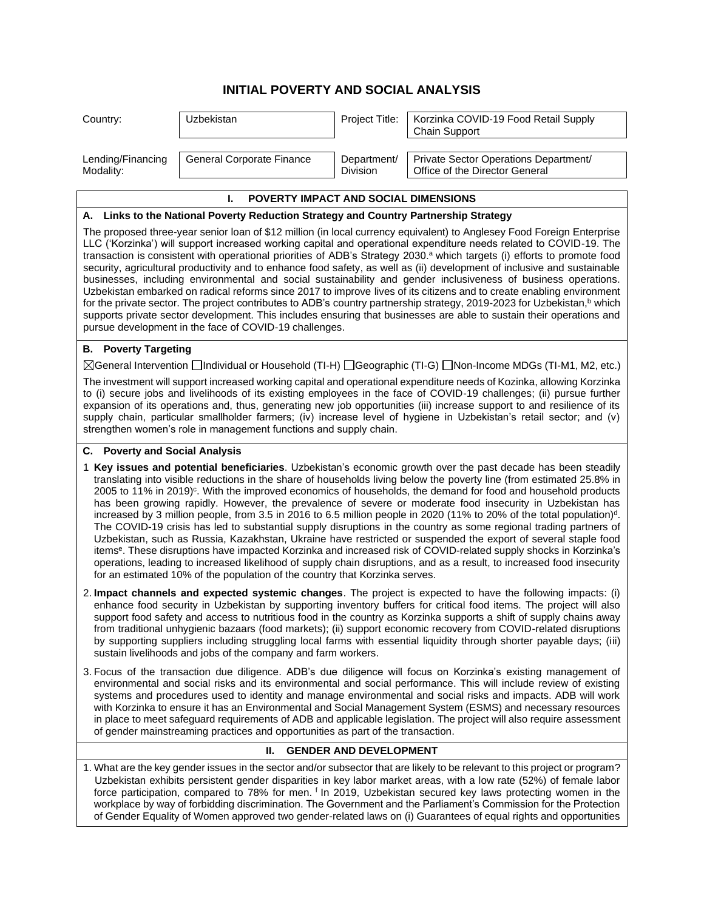# INITIAL POVERTY AND SOCIAL ANALYSIS

| Country: | Uzbekistan | Project Title: | Korzinka COVID-19 Food Retail Supply Chain Support |
|---|---|---|---|
| Lending/Financing Modality: | General Corporate Finance | Department/ Division | Private Sector Operations Department/ Office of the Director General |

## I. POVERTY IMPACT AND SOCIAL DIMENSIONS

### A. Links to the National Poverty Reduction Strategy and Country Partnership Strategy

The proposed three-year senior loan of $12 million (in local currency equivalent) to Anglesey Food Foreign Enterprise LLC ('Korzinka') will support increased working capital and operational expenditure needs related to COVID-19. The transaction is consistent with operational priorities of ADB's Strategy 2030.[a] which targets (i) efforts to promote food security, agricultural productivity and to enhance food safety, as well as (ii) development of inclusive and sustainable businesses, including environmental and social sustainability and gender inclusiveness of business operations. Uzbekistan embarked on radical reforms since 2017 to improve lives of its citizens and to create enabling environment for the private sector. The project contributes to ADB's country partnership strategy, 2019-2023 for Uzbekistan,[b] which supports private sector development. This includes ensuring that businesses are able to sustain their operations and pursue development in the face of COVID-19 challenges.

### B. Poverty Targeting

☒General Intervention ☐Individual or Household (TI-H) ☐Geographic (TI-G) ☐Non-Income MDGs (TI-M1, M2, etc.)

The investment will support increased working capital and operational expenditure needs of Kozinka, allowing Korzinka to (i) secure jobs and livelihoods of its existing employees in the face of COVID-19 challenges; (ii) pursue further expansion of its operations and, thus, generating new job opportunities (iii) increase support to and resilience of its supply chain, particular smallholder farmers; (iv) increase level of hygiene in Uzbekistan's retail sector; and (v) strengthen women's role in management functions and supply chain.

### C. Poverty and Social Analysis

1. **Key issues and potential beneficiaries**. Uzbekistan's economic growth over the past decade has been steadily translating into visible reductions in the share of households living below the poverty line (from estimated 25.8% in 2005 to 11% in 2019)[c]. With the improved economics of households, the demand for food and household products has been growing rapidly. However, the prevalence of severe or moderate food insecurity in Uzbekistan has increased by 3 million people, from 3.5 in 2016 to 6.5 million people in 2020 (11% to 20% of the total population)[d]. The COVID-19 crisis has led to substantial supply disruptions in the country as some regional trading partners of Uzbekistan, such as Russia, Kazakhstan, Ukraine have restricted or suspended the export of several staple food items[e]. These disruptions have impacted Korzinka and increased risk of COVID-related supply shocks in Korzinka's operations, leading to increased likelihood of supply chain disruptions, and as a result, to increased food insecurity for an estimated 10% of the population of the country that Korzinka serves.

2. **Impact channels and expected systemic changes**. The project is expected to have the following impacts: (i) enhance food security in Uzbekistan by supporting inventory buffers for critical food items. The project will also support food safety and access to nutritious food in the country as Korzinka supports a shift of supply chains away from traditional unhygienic bazaars (food markets); (ii) support economic recovery from COVID-related disruptions by supporting suppliers including struggling local farms with essential liquidity through shorter payable days; (iii) sustain livelihoods and jobs of the company and farm workers.

3. Focus of the transaction due diligence. ADB's due diligence will focus on Korzinka's existing management of environmental and social risks and its environmental and social performance. This will include review of existing systems and procedures used to identity and manage environmental and social risks and impacts. ADB will work with Korzinka to ensure it has an Environmental and Social Management System (ESMS) and necessary resources in place to meet safeguard requirements of ADB and applicable legislation. The project will also require assessment of gender mainstreaming practices and opportunities as part of the transaction.

## II. GENDER AND DEVELOPMENT

1. What are the key gender issues in the sector and/or subsector that are likely to be relevant to this project or program?
   Uzbekistan exhibits persistent gender disparities in key labor market areas, with a low rate (52%) of female labor force participation, compared to 78% for men. [f] In 2019, Uzbekistan secured key laws protecting women in the workplace by way of forbidding discrimination. The Government and the Parliament's Commission for the Protection of Gender Equality of Women approved two gender-related laws on (i) Guarantees of equal rights and opportunities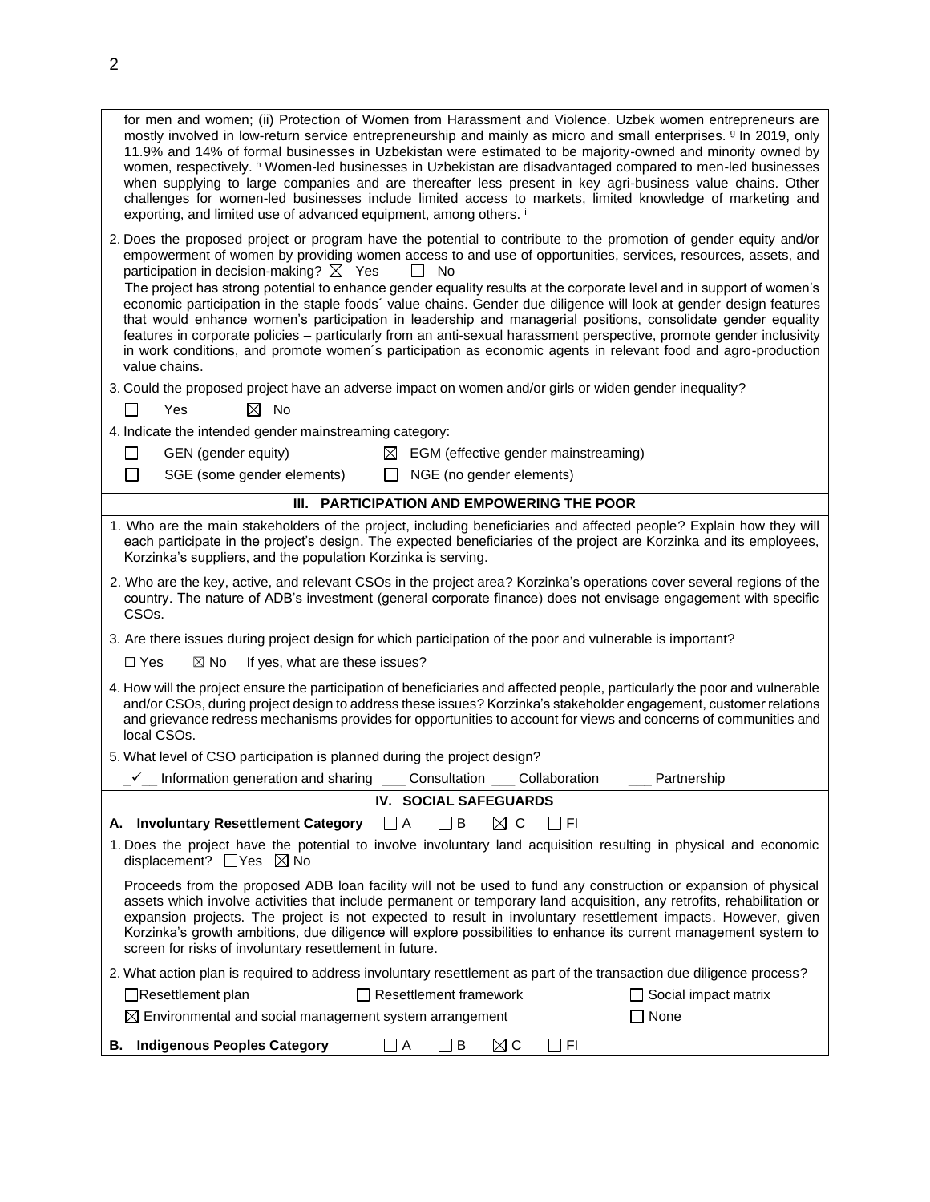for men and women; (ii) Protection of Women from Harassment and Violence. Uzbek women entrepreneurs are mostly involved in low-return service entrepreneurship and mainly as micro and small enterprises. [g] In 2019, only 11.9% and 14% of formal businesses in Uzbekistan were estimated to be majority-owned and minority owned by women, respectively. [h] Women-led businesses in Uzbekistan are disadvantaged compared to men-led businesses when supplying to large companies and are thereafter less present in key agri-business value chains. Other challenges for women-led businesses include limited access to markets, limited knowledge of marketing and exporting, and limited use of advanced equipment, among others. [i]

2. Does the proposed project or program have the potential to contribute to the promotion of gender equity and/or empowerment of women by providing women access to and use of opportunities, services, resources, assets, and participation in decision-making? ☒ Yes ☐ No
The project has strong potential to enhance gender equality results at the corporate level and in support of women's economic participation in the staple foods´ value chains. Gender due diligence will look at gender design features that would enhance women's participation in leadership and managerial positions, consolidate gender equality features in corporate policies – particularly from an anti-sexual harassment perspective, promote gender inclusivity in work conditions, and promote women´s participation as economic agents in relevant food and agro-production value chains.

3. Could the proposed project have an adverse impact on women and/or girls or widen gender inequality?
☐ Yes ☒ No

4. Indicate the intended gender mainstreaming category:
☐ GEN (gender equity) ☒ EGM (effective gender mainstreaming)
☐ SGE (some gender elements) ☐ NGE (no gender elements)

## III. PARTICIPATION AND EMPOWERING THE POOR

1. Who are the main stakeholders of the project, including beneficiaries and affected people? Explain how they will each participate in the project's design. The expected beneficiaries of the project are Korzinka and its employees, Korzinka's suppliers, and the population Korzinka is serving.

2. Who are the key, active, and relevant CSOs in the project area? Korzinka's operations cover several regions of the country. The nature of ADB's investment (general corporate finance) does not envisage engagement with specific CSOs.

3. Are there issues during project design for which participation of the poor and vulnerable is important?
☐ Yes ☒ No If yes, what are these issues?

4. How will the project ensure the participation of beneficiaries and affected people, particularly the poor and vulnerable and/or CSOs, during project design to address these issues? Korzinka's stakeholder engagement, customer relations and grievance redress mechanisms provides for opportunities to account for views and concerns of communities and local CSOs.

5. What level of CSO participation is planned during the project design?
_✓_ Information generation and sharing ___ Consultation ___ Collaboration ___ Partnership

## IV. SOCIAL SAFEGUARDS

**A. Involuntary Resettlement Category** ☐ A ☐ B ☒ C ☐ FI

1. Does the project have the potential to involve involuntary land acquisition resulting in physical and economic displacement? ☐Yes ☒ No

Proceeds from the proposed ADB loan facility will not be used to fund any construction or expansion of physical assets which involve activities that include permanent or temporary land acquisition, any retrofits, rehabilitation or expansion projects. The project is not expected to result in involuntary resettlement impacts. However, given Korzinka's growth ambitions, due diligence will explore possibilities to enhance its current management system to screen for risks of involuntary resettlement in future.

2. What action plan is required to address involuntary resettlement as part of the transaction due diligence process?
☐ Resettlement plan ☐ Resettlement framework ☐ Social impact matrix
☒ Environmental and social management system arrangement ☐ None

**B. Indigenous Peoples Category** ☐ A ☐ B ☒ C ☐ FI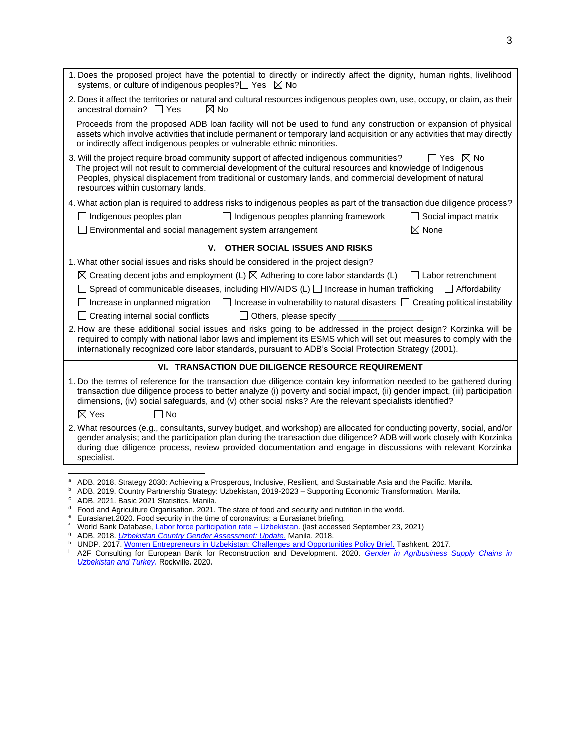1. Does the proposed project have the potential to directly or indirectly affect the dignity, human rights, livelihood systems, or culture of indigenous peoples? ☐ Yes ☒ No

2. Does it affect the territories or natural and cultural resources indigenous peoples own, use, occupy, or claim, as their ancestral domain? ☐ Yes ☒ No

Proceeds from the proposed ADB loan facility will not be used to fund any construction or expansion of physical assets which involve activities that include permanent or temporary land acquisition or any activities that may directly or indirectly affect indigenous peoples or vulnerable ethnic minorities.

3. Will the project require broad community support of affected indigenous communities? ☐ Yes ☒ No
The project will not result to commercial development of the cultural resources and knowledge of Indigenous Peoples, physical displacement from traditional or customary lands, and commercial development of natural resources within customary lands.

4. What action plan is required to address risks to indigenous peoples as part of the transaction due diligence process?

☐ Indigenous peoples plan ☐ Indigenous peoples planning framework ☐ Social impact matrix
☐ Environmental and social management system arrangement ☒ None

## V. OTHER SOCIAL ISSUES AND RISKS

1. What other social issues and risks should be considered in the project design?

☒ Creating decent jobs and employment (L) ☒ Adhering to core labor standards (L) ☐ Labor retrenchment
☐ Spread of communicable diseases, including HIV/AIDS (L) ☐ Increase in human trafficking ☐ Affordability
☐ Increase in unplanned migration ☐ Increase in vulnerability to natural disasters ☐ Creating political instability
☐ Creating internal social conflicts ☐ Others, please specify _________________

2. How are these additional social issues and risks going to be addressed in the project design? Korzinka will be required to comply with national labor laws and implement its ESMS which will set out measures to comply with the internationally recognized core labor standards, pursuant to ADB's Social Protection Strategy (2001).

## VI. TRANSACTION DUE DILIGENCE RESOURCE REQUIREMENT

1. Do the terms of reference for the transaction due diligence contain key information needed to be gathered during transaction due diligence process to better analyze (i) poverty and social impact, (ii) gender impact, (iii) participation dimensions, (iv) social safeguards, and (v) other social risks? Are the relevant specialists identified?

☒ Yes ☐ No

2. What resources (e.g., consultants, survey budget, and workshop) are allocated for conducting poverty, social, and/or gender analysis; and the participation plan during the transaction due diligence? ADB will work closely with Korzinka during due diligence process, review provided documentation and engage in discussions with relevant Korzinka specialist.

---

[a] ADB. 2018. Strategy 2030: Achieving a Prosperous, Inclusive, Resilient, and Sustainable Asia and the Pacific. Manila.
[b] ADB. 2019. Country Partnership Strategy: Uzbekistan, 2019-2023 – Supporting Economic Transformation. Manila.
[c] ADB. 2021. Basic 2021 Statistics. Manila.
[d] Food and Agriculture Organisation. 2021. The state of food and security and nutrition in the world.
[e] Eurasianet.2020. Food security in the time of coronavirus: a Eurasianet briefing.
[f] World Bank Database, Labor force participation rate – Uzbekistan. (last accessed September 23, 2021)
[g] ADB. 2018. *Uzbekistan Country Gender Assessment: Update*. Manila. 2018.
[h] UNDP. 2017. Women Entrepreneurs in Uzbekistan: Challenges and Opportunities Policy Brief. Tashkent. 2017.
[i] A2F Consulting for European Bank for Reconstruction and Development. 2020. *Gender in Agribusiness Supply Chains in Uzbekistan and Turkey*. Rockville. 2020.